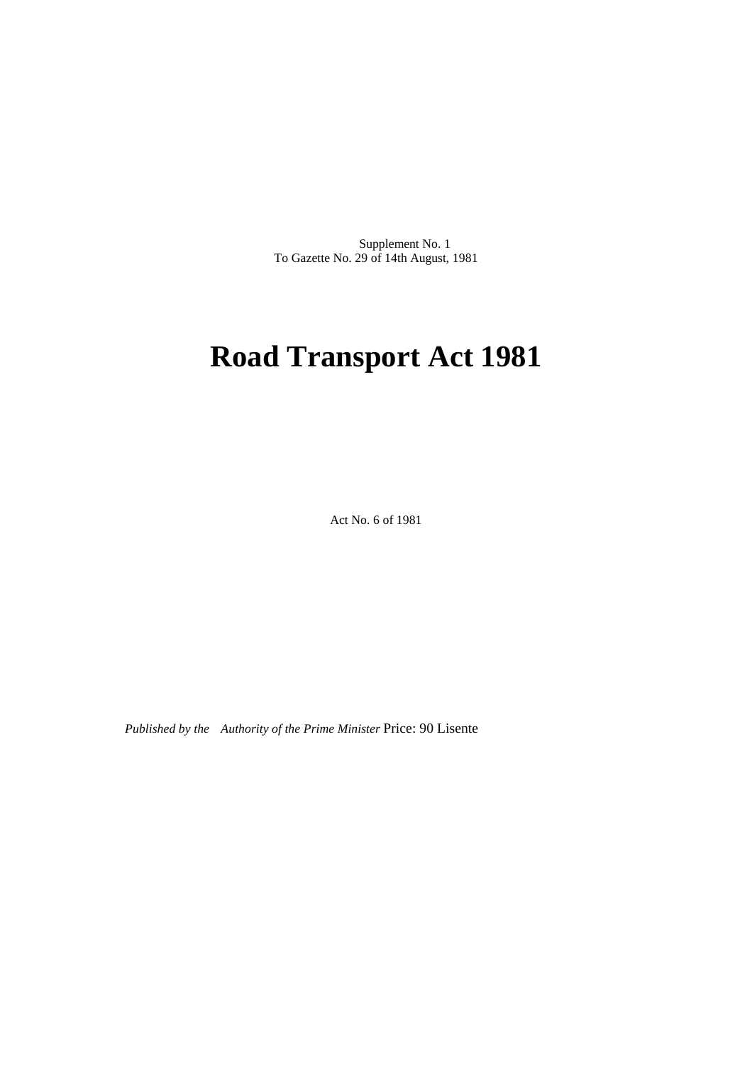Supplement No. 1
To Gazette No. 29 of 14th August, 1981

# Road Transport Act 1981

Act No. 6 of 1981

*Published by the Authority of the Prime Minister* Price: 90 Lisente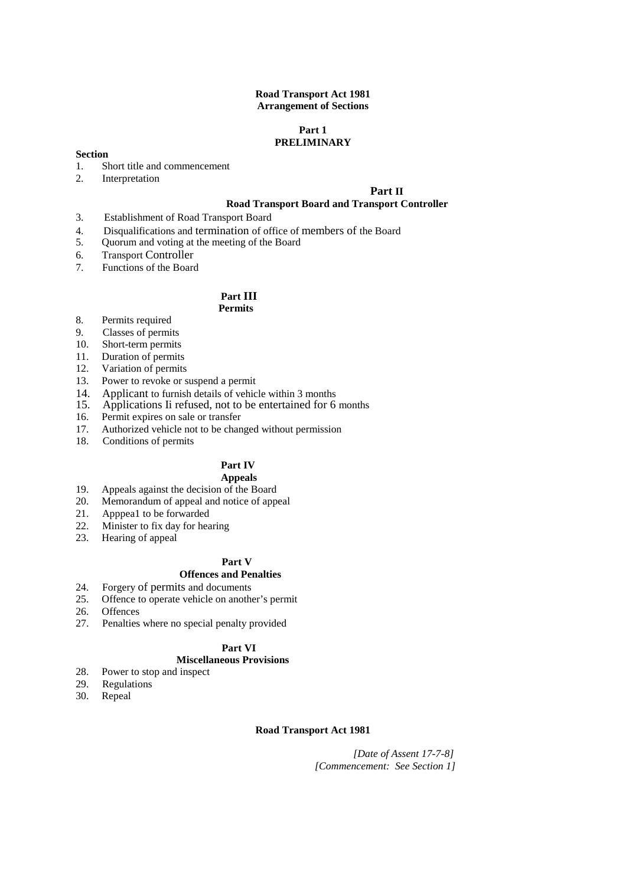**Road Transport Act 1981**
**Arrangement of Sections**

**Part 1**
**PRELIMINARY**

**Section**

1. Short title and commencement
2. Interpretation

**Part II**
**Road Transport Board and Transport Controller**

3. Establishment of Road Transport Board
4. Disqualifications and termination of office of members of the Board
5. Quorum and voting at the meeting of the Board
6. Transport Controller
7. Functions of the Board

**Part III**
**Permits**

8. Permits required
9. Classes of permits
10. Short-term permits
11. Duration of permits
12. Variation of permits
13. Power to revoke or suspend a permit
14. Applicant to furnish details of vehicle within 3 months
15. Applications Ii refused, not to be entertained for 6 months
16. Permit expires on sale or transfer
17. Authorized vehicle not to be changed without permission
18. Conditions of permits

**Part IV**
**Appeals**

19. Appeals against the decision of the Board
20. Memorandum of appeal and notice of appeal
21. Apppea1 to be forwarded
22. Minister to fix day for hearing
23. Hearing of appeal

**Part V**
**Offences and Penalties**

24. Forgery of permits and documents
25. Offence to operate vehicle on another's permit
26. Offences
27. Penalties where no special penalty provided

**Part VI**
**Miscellaneous Provisions**

28. Power to stop and inspect
29. Regulations
30. Repeal

**Road Transport Act 1981**

*[Date of Assent 17-7-8]*
*[Commencement: See Section 1]*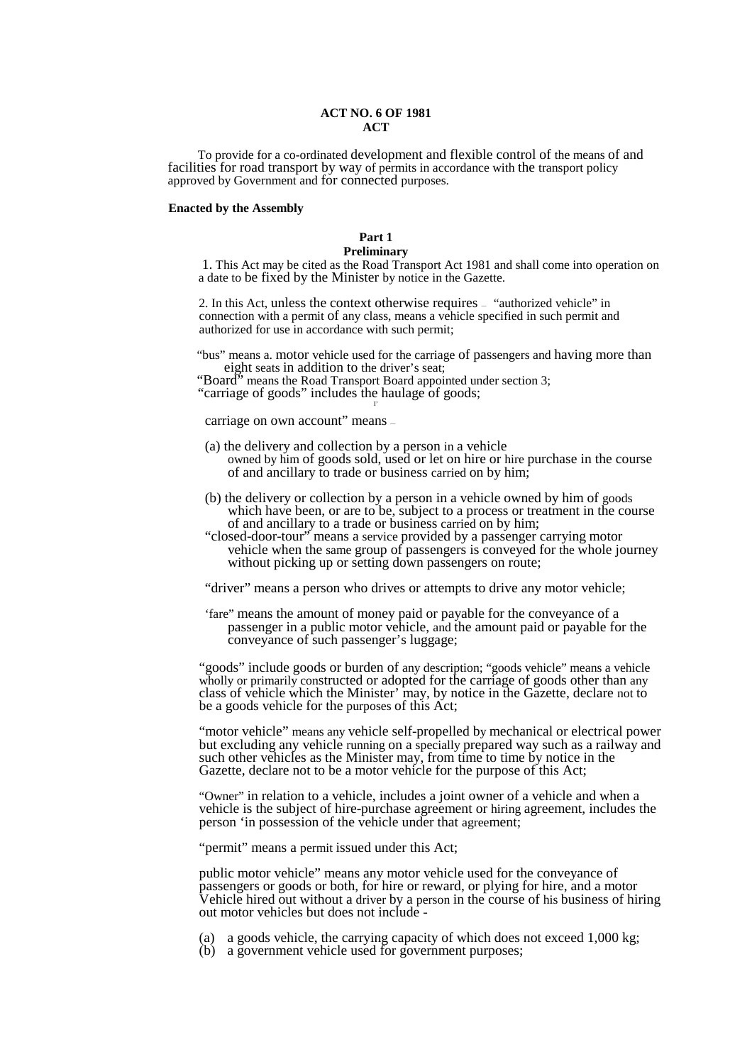**ACT NO. 6 OF 1981**
**ACT**

To provide for a co-ordinated development and flexible control of the means of and facilities for road transport by way of permits in accordance with the transport policy approved by Government and for connected purposes.

**Enacted by the Assembly**

## Part 1
### Preliminary

1. This Act may be cited as the Road Transport Act 1981 and shall come into operation on a date to be fixed by the Minister by notice in the Gazette.

2. In this Act, unless the context otherwise requires – "authorized vehicle" in connection with a permit of any class, means a vehicle specified in such permit and authorized for use in accordance with such permit;

"bus" means a. motor vehicle used for the carriage of passengers and having more than eight seats in addition to the driver's seat;

"Board" means the Road Transport Board appointed under section 3;

"carriage of goods" includes the haulage of goods;

carriage on own account" means –

(a) the delivery and collection by a person in a vehicle owned by him of goods sold, used or let on hire or hire purchase in the course of and ancillary to trade or business carried on by him;

(b) the delivery or collection by a person in a vehicle owned by him of goods which have been, or are to be, subject to a process or treatment in the course of and ancillary to a trade or business carried on by him;

"closed-door-tour" means a service provided by a passenger carrying motor vehicle when the same group of passengers is conveyed for the whole journey without picking up or setting down passengers on route;

"driver" means a person who drives or attempts to drive any motor vehicle;

'fare" means the amount of money paid or payable for the conveyance of a passenger in a public motor vehicle, and the amount paid or payable for the conveyance of such passenger's luggage;

"goods" include goods or burden of any description; "goods vehicle" means a vehicle wholly or primarily constructed or adopted for the carriage of goods other than any class of vehicle which the Minister' may, by notice in the Gazette, declare not to be a goods vehicle for the purposes of this Act;

"motor vehicle" means any vehicle self-propelled by mechanical or electrical power but excluding any vehicle running on a specially prepared way such as a railway and such other vehicles as the Minister may, from time to time by notice in the Gazette, declare not to be a motor vehicle for the purpose of this Act;

"Owner" in relation to a vehicle, includes a joint owner of a vehicle and when a vehicle is the subject of hire-purchase agreement or hiring agreement, includes the person 'in possession of the vehicle under that agreement;

"permit" means a permit issued under this Act;

public motor vehicle" means any motor vehicle used for the conveyance of passengers or goods or both, for hire or reward, or plying for hire, and a motor Vehicle hired out without a driver by a person in the course of his business of hiring out motor vehicles but does not include -

(a) a goods vehicle, the carrying capacity of which does not exceed 1,000 kg;
(b) a government vehicle used for government purposes;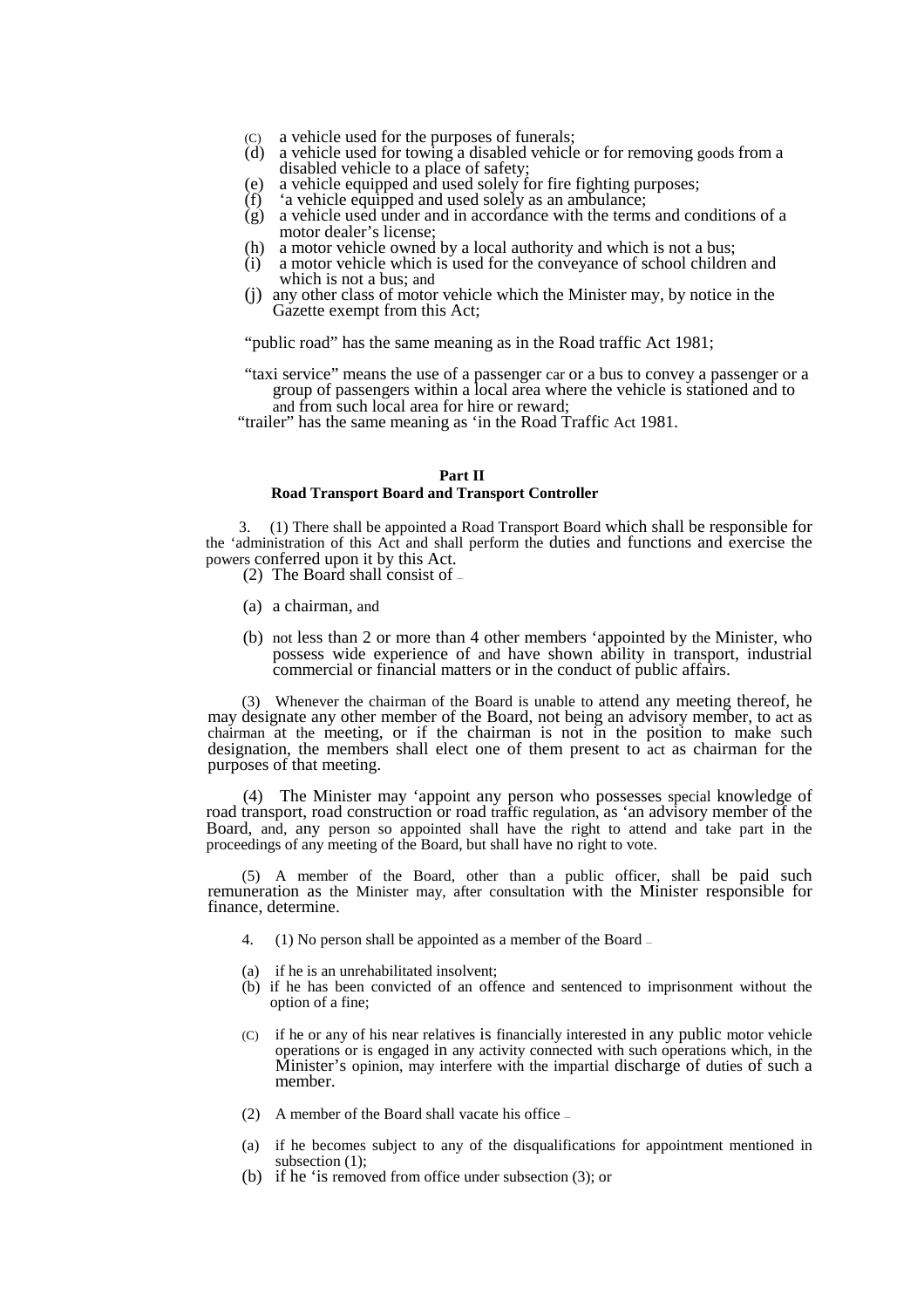(c) a vehicle used for the purposes of funerals;
(d) a vehicle used for towing a disabled vehicle or for removing goods from a disabled vehicle to a place of safety;
(e) a vehicle equipped and used solely for fire fighting purposes;
(f) 'a vehicle equipped and used solely as an ambulance;
(g) a vehicle used under and in accordance with the terms and conditions of a motor dealer's license;
(h) a motor vehicle owned by a local authority and which is not a bus;
(i) a motor vehicle which is used for the conveyance of school children and which is not a bus; and
(j) any other class of motor vehicle which the Minister may, by notice in the Gazette exempt from this Act;

"public road" has the same meaning as in the Road traffic Act 1981;

"taxi service" means the use of a passenger car or a bus to convey a passenger or a group of passengers within a local area where the vehicle is stationed and to and from such local area for hire or reward;

"trailer" has the same meaning as 'in the Road Traffic Act 1981.

## Part II
### Road Transport Board and Transport Controller

3. (1) There shall be appointed a Road Transport Board which shall be responsible for the 'administration of this Act and shall perform the duties and functions and exercise the powers conferred upon it by this Act.

(2) The Board shall consist of –

(a) a chairman, and

(b) not less than 2 or more than 4 other members 'appointed by the Minister, who possess wide experience of and have shown ability in transport, industrial commercial or financial matters or in the conduct of public affairs.

(3) Whenever the chairman of the Board is unable to attend any meeting thereof, he may designate any other member of the Board, not being an advisory member, to act as chairman at the meeting, or if the chairman is not in the position to make such designation, the members shall elect one of them present to act as chairman for the purposes of that meeting.

(4) The Minister may 'appoint any person who possesses special knowledge of road transport, road construction or road traffic regulation, as 'an advisory member of the Board, and, any person so appointed shall have the right to attend and take part in the proceedings of any meeting of the Board, but shall have no right to vote.

(5) A member of the Board, other than a public officer, shall be paid such remuneration as the Minister may, after consultation with the Minister responsible for finance, determine.

4. (1) No person shall be appointed as a member of the Board –

(a) if he is an unrehabilitated insolvent;
(b) if he has been convicted of an offence and sentenced to imprisonment without the option of a fine;
(c) if he or any of his near relatives is financially interested in any public motor vehicle operations or is engaged in any activity connected with such operations which, in the Minister's opinion, may interfere with the impartial discharge of duties of such a member.

(2) A member of the Board shall vacate his office –

(a) if he becomes subject to any of the disqualifications for appointment mentioned in subsection (1);
(b) if he 'is removed from office under subsection (3); or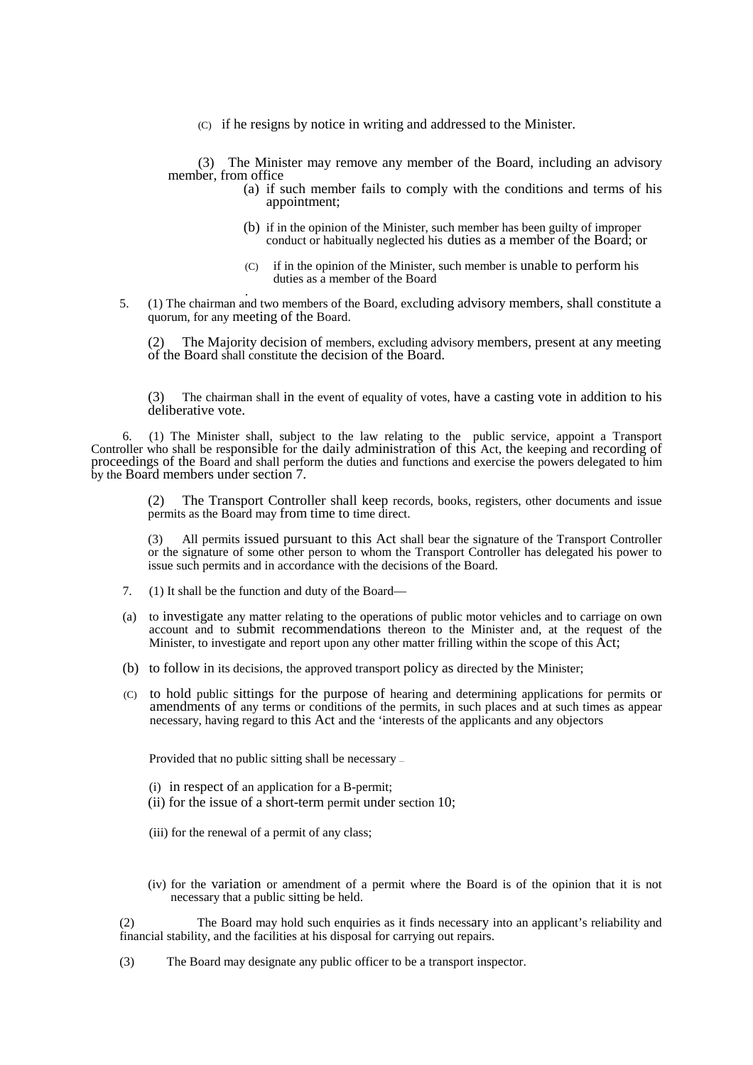(C) if he resigns by notice in writing and addressed to the Minister.

(3) The Minister may remove any member of the Board, including an advisory member, from office

(a) if such member fails to comply with the conditions and terms of his appointment;

(b) if in the opinion of the Minister, such member has been guilty of improper conduct or habitually neglected his duties as a member of the Board; or

(C) if in the opinion of the Minister, such member is unable to perform his duties as a member of the Board

5. (1) The chairman and two members of the Board, excluding advisory members, shall constitute a quorum, for any meeting of the Board.

(2) The Majority decision of members, excluding advisory members, present at any meeting of the Board shall constitute the decision of the Board.

(3) The chairman shall in the event of equality of votes, have a casting vote in addition to his deliberative vote.

6. (1) The Minister shall, subject to the law relating to the public service, appoint a Transport Controller who shall be responsible for the daily administration of this Act, the keeping and recording of proceedings of the Board and shall perform the duties and functions and exercise the powers delegated to him by the Board members under section 7.

(2) The Transport Controller shall keep records, books, registers, other documents and issue permits as the Board may from time to time direct.

(3) All permits issued pursuant to this Act shall bear the signature of the Transport Controller or the signature of some other person to whom the Transport Controller has delegated his power to issue such permits and in accordance with the decisions of the Board.

7. (1) It shall be the function and duty of the Board—

(a) to investigate any matter relating to the operations of public motor vehicles and to carriage on own account and to submit recommendations thereon to the Minister and, at the request of the Minister, to investigate and report upon any other matter frilling within the scope of this Act;

(b) to follow in its decisions, the approved transport policy as directed by the Minister;

(C) to hold public sittings for the purpose of hearing and determining applications for permits or amendments of any terms or conditions of the permits, in such places and at such times as appear necessary, having regard to this Act and the 'interests of the applicants and any objectors

Provided that no public sitting shall be necessary –

(i) in respect of an application for a B-permit;

(ii) for the issue of a short-term permit under section 10;

(iii) for the renewal of a permit of any class;

(iv) for the variation or amendment of a permit where the Board is of the opinion that it is not necessary that a public sitting be held.

(2) The Board may hold such enquiries as it finds necessary into an applicant's reliability and financial stability, and the facilities at his disposal for carrying out repairs.

(3) The Board may designate any public officer to be a transport inspector.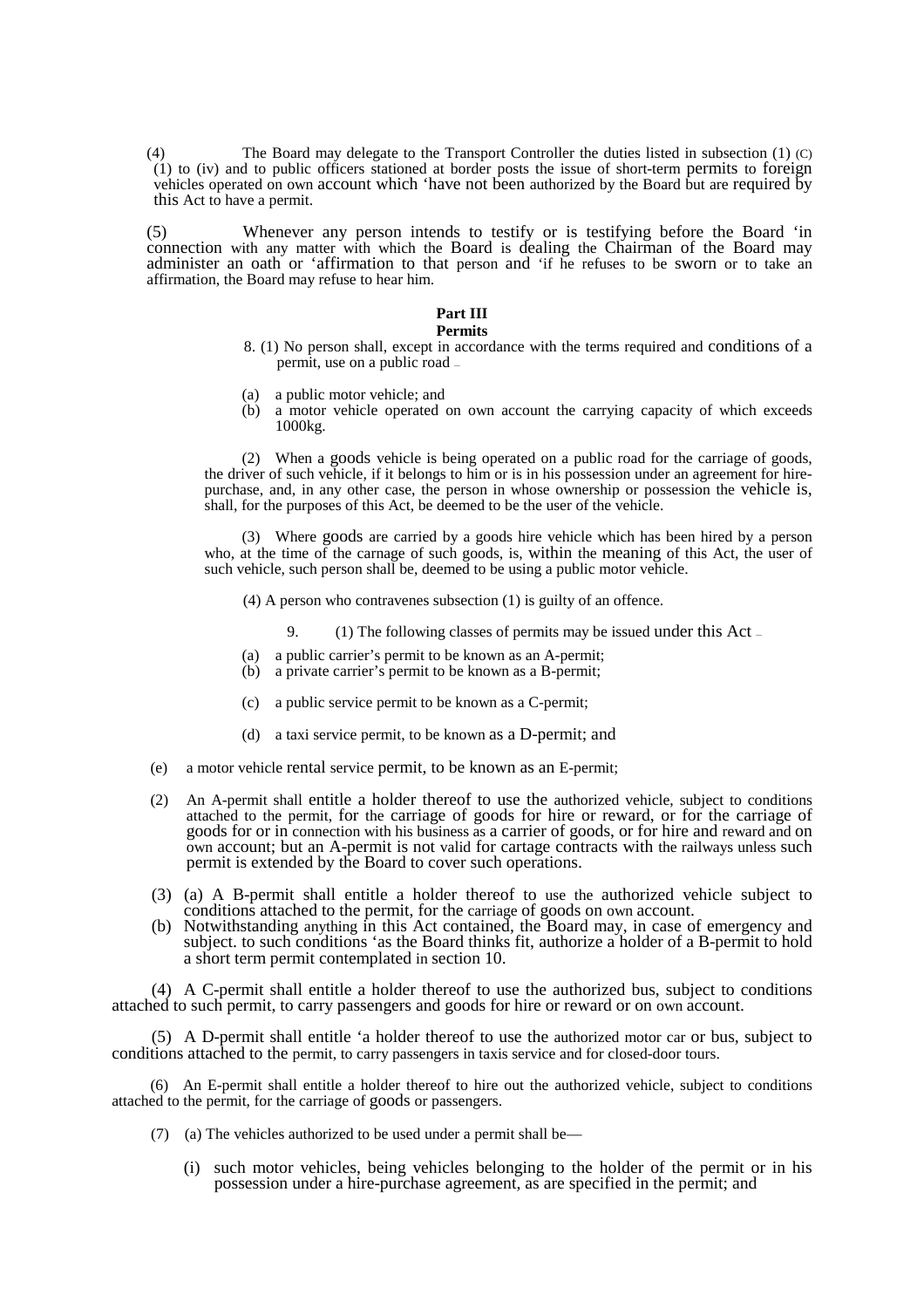(4) The Board may delegate to the Transport Controller the duties listed in subsection (1) (C) (1) to (iv) and to public officers stationed at border posts the issue of short-term permits to foreign vehicles operated on own account which 'have not been authorized by the Board but are required by this Act to have a permit.

(5) Whenever any person intends to testify or is testifying before the Board 'in connection with any matter with which the Board is dealing the Chairman of the Board may administer an oath or 'affirmation to that person and 'if he refuses to be sworn or to take an affirmation, the Board may refuse to hear him.

## Part III
### Permits

8. (1) No person shall, except in accordance with the terms required and conditions of a permit, use on a public road –

(a) a public motor vehicle; and
(b) a motor vehicle operated on own account the carrying capacity of which exceeds 1000kg.

(2) When a goods vehicle is being operated on a public road for the carriage of goods, the driver of such vehicle, if it belongs to him or is in his possession under an agreement for hire-purchase, and, in any other case, the person in whose ownership or possession the vehicle is, shall, for the purposes of this Act, be deemed to be the user of the vehicle.

(3) Where goods are carried by a goods hire vehicle which has been hired by a person who, at the time of the carnage of such goods, is, within the meaning of this Act, the user of such vehicle, such person shall be, deemed to be using a public motor vehicle.

(4) A person who contravenes subsection (1) is guilty of an offence.

9. (1) The following classes of permits may be issued under this Act –

(a) a public carrier's permit to be known as an A-permit;
(b) a private carrier's permit to be known as a B-permit;
(c) a public service permit to be known as a C-permit;
(d) a taxi service permit, to be known as a D-permit; and
(e) a motor vehicle rental service permit, to be known as an E-permit;

(2) An A-permit shall entitle a holder thereof to use the authorized vehicle, subject to conditions attached to the permit, for the carriage of goods for hire or reward, or for the carriage of goods for or in connection with his business as a carrier of goods, or for hire and reward and on own account; but an A-permit is not valid for cartage contracts with the railways unless such permit is extended by the Board to cover such operations.

(3) (a) A B-permit shall entitle a holder thereof to use the authorized vehicle subject to conditions attached to the permit, for the carriage of goods on own account.
(b) Notwithstanding anything in this Act contained, the Board may, in case of emergency and subject. to such conditions 'as the Board thinks fit, authorize a holder of a B-permit to hold a short term permit contemplated in section 10.

(4) A C-permit shall entitle a holder thereof to use the authorized bus, subject to conditions attached to such permit, to carry passengers and goods for hire or reward or on own account.

(5) A D-permit shall entitle 'a holder thereof to use the authorized motor car or bus, subject to conditions attached to the permit, to carry passengers in taxis service and for closed-door tours.

(6) An E-permit shall entitle a holder thereof to hire out the authorized vehicle, subject to conditions attached to the permit, for the carriage of goods or passengers.

(7) (a) The vehicles authorized to be used under a permit shall be—

(i) such motor vehicles, being vehicles belonging to the holder of the permit or in his possession under a hire-purchase agreement, as are specified in the permit; and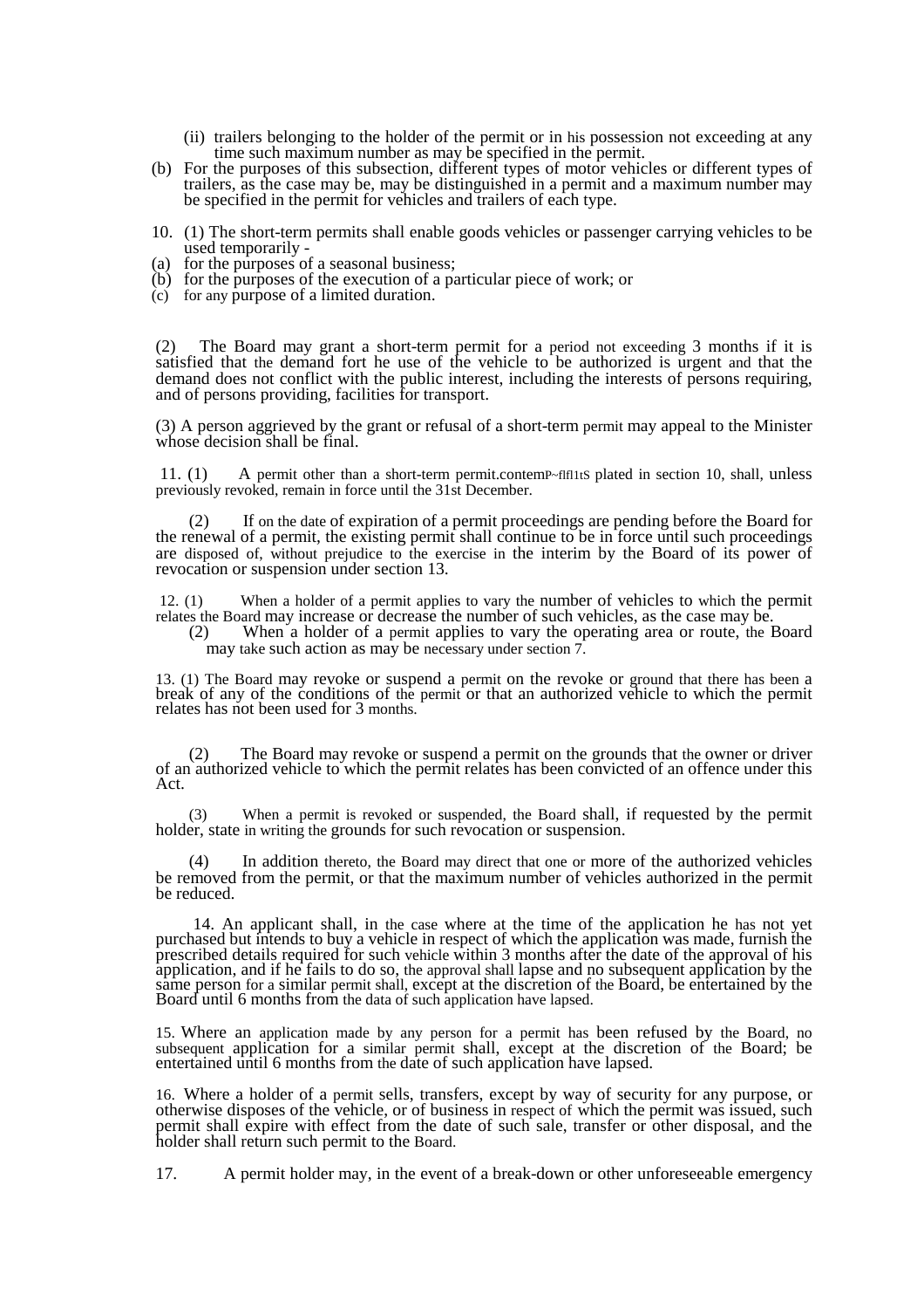(ii) trailers belonging to the holder of the permit or in his possession not exceeding at any time such maximum number as may be specified in the permit.

(b) For the purposes of this subsection, different types of motor vehicles or different types of trailers, as the case may be, may be distinguished in a permit and a maximum number may be specified in the permit for vehicles and trailers of each type.

10. (1) The short-term permits shall enable goods vehicles or passenger carrying vehicles to be used temporarily -

(a) for the purposes of a seasonal business;

(b) for the purposes of the execution of a particular piece of work; or

(c) for any purpose of a limited duration.

(2) The Board may grant a short-term permit for a period not exceeding 3 months if it is satisfied that the demand fort he use of the vehicle to be authorized is urgent and that the demand does not conflict with the public interest, including the interests of persons requiring, and of persons providing, facilities for transport.

(3) A person aggrieved by the grant or refusal of a short-term permit may appeal to the Minister whose decision shall be final.

11. (1) A permit other than a short-term permit.contemP~flf1tS plated in section 10, shall, unless previously revoked, remain in force until the 31st December.

(2) If on the date of expiration of a permit proceedings are pending before the Board for the renewal of a permit, the existing permit shall continue to be in force until such proceedings are disposed of, without prejudice to the exercise in the interim by the Board of its power of revocation or suspension under section 13.

12. (1) When a holder of a permit applies to vary the number of vehicles to which the permit relates the Board may increase or decrease the number of such vehicles, as the case may be.

(2) When a holder of a permit applies to vary the operating area or route, the Board may take such action as may be necessary under section 7.

13. (1) The Board may revoke or suspend a permit on the revoke or ground that there has been a break of any of the conditions of the permit or that an authorized vehicle to which the permit relates has not been used for 3 months.

(2) The Board may revoke or suspend a permit on the grounds that the owner or driver of an authorized vehicle to which the permit relates has been convicted of an offence under this Act.

(3) When a permit is revoked or suspended, the Board shall, if requested by the permit holder, state in writing the grounds for such revocation or suspension.

(4) In addition thereto, the Board may direct that one or more of the authorized vehicles be removed from the permit, or that the maximum number of vehicles authorized in the permit be reduced.

14. An applicant shall, in the case where at the time of the application he has not yet purchased but intends to buy a vehicle in respect of which the application was made, furnish the prescribed details required for such vehicle within 3 months after the date of the approval of his application, and if he fails to do so, the approval shall lapse and no subsequent application by the same person for a similar permit shall, except at the discretion of the Board, be entertained by the Board until 6 months from the data of such application have lapsed.

15. Where an application made by any person for a permit has been refused by the Board, no subsequent application for a similar permit shall, except at the discretion of the Board; be entertained until 6 months from the date of such application have lapsed.

16. Where a holder of a permit sells, transfers, except by way of security for any purpose, or otherwise disposes of the vehicle, or of business in respect of which the permit was issued, such permit shall expire with effect from the date of such sale, transfer or other disposal, and the holder shall return such permit to the Board.

17. A permit holder may, in the event of a break-down or other unforeseeable emergency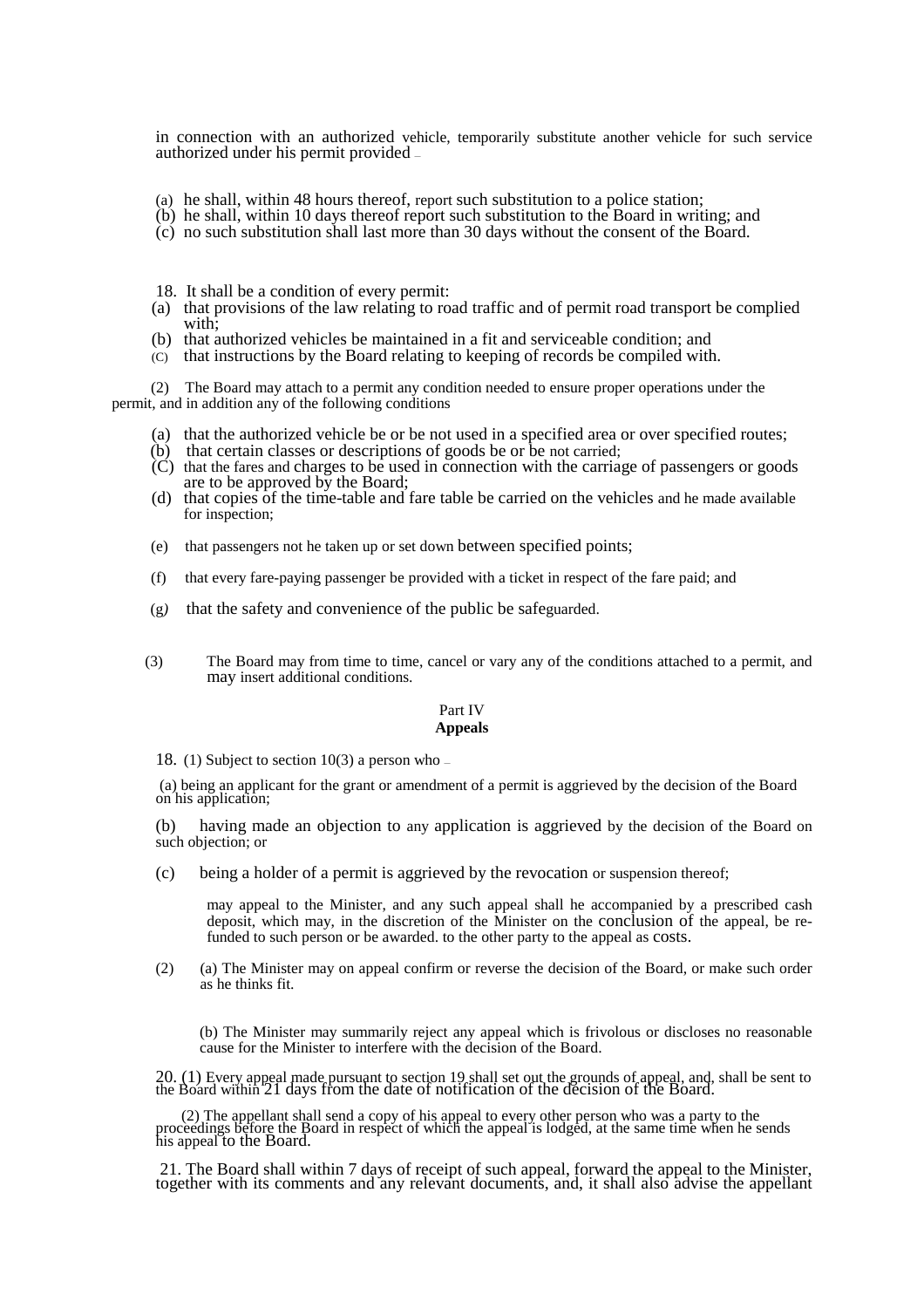in connection with an authorized vehicle, temporarily substitute another vehicle for such service authorized under his permit provided –

(a) he shall, within 48 hours thereof, report such substitution to a police station;
(b) he shall, within 10 days thereof report such substitution to the Board in writing; and
(c) no such substitution shall last more than 30 days without the consent of the Board.

18. It shall be a condition of every permit:
(a) that provisions of the law relating to road traffic and of permit road transport be complied with;
(b) that authorized vehicles be maintained in a fit and serviceable condition; and
(C) that instructions by the Board relating to keeping of records be compiled with.

(2) The Board may attach to a permit any condition needed to ensure proper operations under the permit, and in addition any of the following conditions

(a) that the authorized vehicle be or be not used in a specified area or over specified routes;
(b) that certain classes or descriptions of goods be or be not carried;
(C) that the fares and charges to be used in connection with the carriage of passengers or goods are to be approved by the Board;
(d) that copies of the time-table and fare table be carried on the vehicles and he made available for inspection;

(e) that passengers not he taken up or set down between specified points;

(f) that every fare-paying passenger be provided with a ticket in respect of the fare paid; and

(g) that the safety and convenience of the public be safeguarded.

(3) The Board may from time to time, cancel or vary any of the conditions attached to a permit, and may insert additional conditions.

Part IV
**Appeals**

18. (1) Subject to section 10(3) a person who –

(a) being an applicant for the grant or amendment of a permit is aggrieved by the decision of the Board on his application;

(b) having made an objection to any application is aggrieved by the decision of the Board on such objection; or

(c) being a holder of a permit is aggrieved by the revocation or suspension thereof;

may appeal to the Minister, and any such appeal shall he accompanied by a prescribed cash deposit, which may, in the discretion of the Minister on the conclusion of the appeal, be refunded to such person or be awarded. to the other party to the appeal as costs.

(2) (a) The Minister may on appeal confirm or reverse the decision of the Board, or make such order as he thinks fit.

(b) The Minister may summarily reject any appeal which is frivolous or discloses no reasonable cause for the Minister to interfere with the decision of the Board.

20. (1) Every appeal made pursuant to section 19 shall set out the grounds of appeal, and, shall be sent to the Board within 21 days from the date of notification of the decision of the Board.

(2) The appellant shall send a copy of his appeal to every other person who was a party to the proceedings before the Board in respect of which the appeal is lodged, at the same time when he sends his appeal to the Board.

21. The Board shall within 7 days of receipt of such appeal, forward the appeal to the Minister, together with its comments and any relevant documents, and, it shall also advise the appellant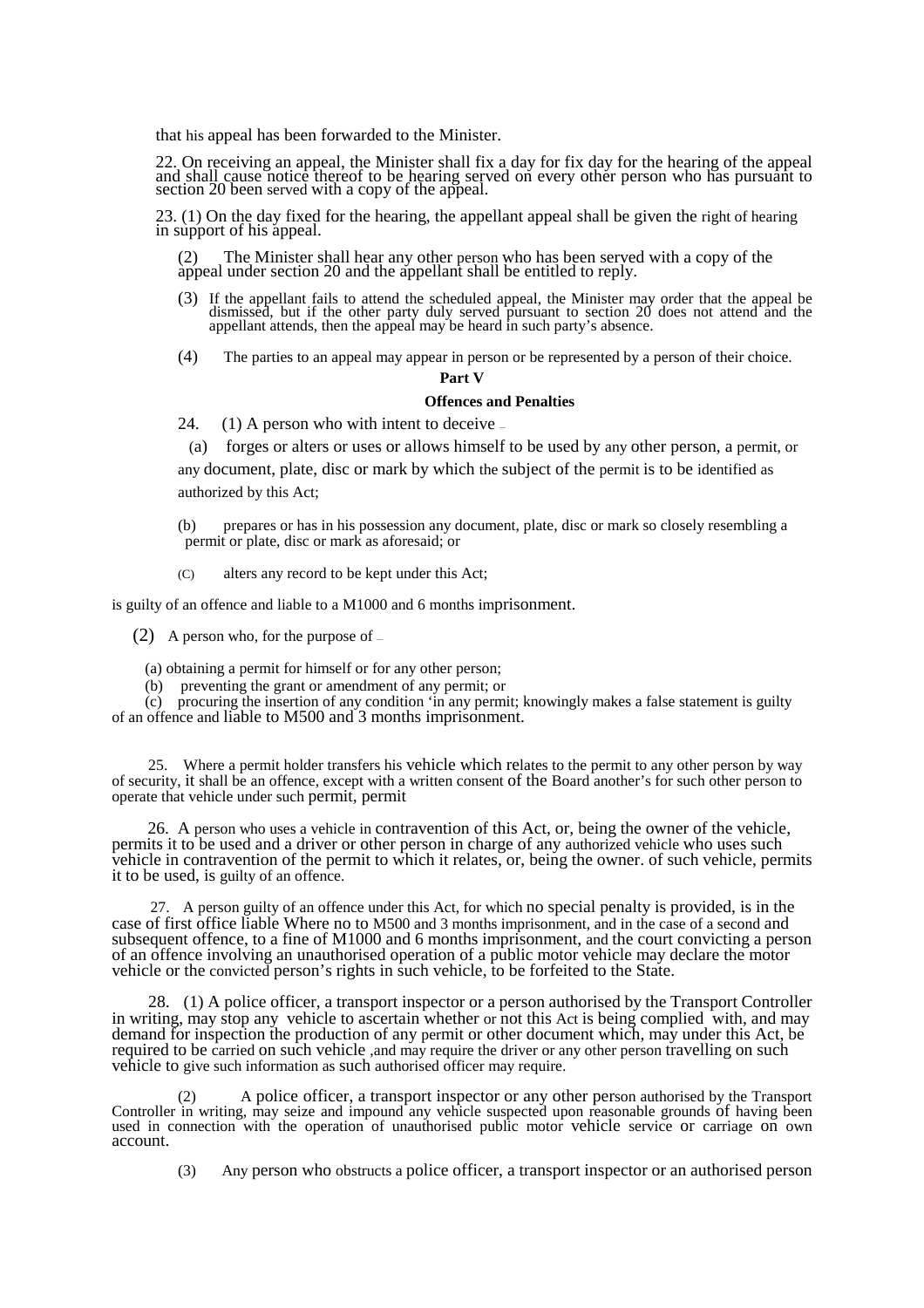that his appeal has been forwarded to the Minister.

22. On receiving an appeal, the Minister shall fix a day for fix day for the hearing of the appeal and shall cause notice thereof to be hearing served on every other person who has pursuant to section 20 been served with a copy of the appeal.

23. (1) On the day fixed for the hearing, the appellant appeal shall be given the right of hearing in support of his appeal.

(2) The Minister shall hear any other person who has been served with a copy of the appeal under section 20 and the appellant shall be entitled to reply.

(3) If the appellant fails to attend the scheduled appeal, the Minister may order that the appeal be dismissed, but if the other party duly served pursuant to section 20 does not attend and the appellant attends, then the appeal may be heard in such party's absence.

(4) The parties to an appeal may appear in person or be represented by a person of their choice.

**Part V**

**Offences and Penalties**

24. (1) A person who with intent to deceive –

(a) forges or alters or uses or allows himself to be used by any other person, a permit, or any document, plate, disc or mark by which the subject of the permit is to be identified as authorized by this Act;

(b) prepares or has in his possession any document, plate, disc or mark so closely resembling a permit or plate, disc or mark as aforesaid; or

(C) alters any record to be kept under this Act;

is guilty of an offence and liable to a M1000 and 6 months imprisonment.

(2) A person who, for the purpose of –

(a) obtaining a permit for himself or for any other person;
(b) preventing the grant or amendment of any permit; or
(c) procuring the insertion of any condition 'in any permit; knowingly makes a false statement is guilty of an offence and liable to M500 and 3 months imprisonment.

25. Where a permit holder transfers his vehicle which relates to the permit to any other person by way of security, it shall be an offence, except with a written consent of the Board another's for such other person to operate that vehicle under such permit, permit

26. A person who uses a vehicle in contravention of this Act, or, being the owner of the vehicle, permits it to be used and a driver or other person in charge of any authorized vehicle who uses such vehicle in contravention of the permit to which it relates, or, being the owner. of such vehicle, permits it to be used, is guilty of an offence.

27. A person guilty of an offence under this Act, for which no special penalty is provided, is in the case of first office liable Where no to M500 and 3 months imprisonment, and in the case of a second and subsequent offence, to a fine of M1000 and 6 months imprisonment, and the court convicting a person of an offence involving an unauthorised operation of a public motor vehicle may declare the motor vehicle or the convicted person's rights in such vehicle, to be forfeited to the State.

28. (1) A police officer, a transport inspector or a person authorised by the Transport Controller in writing, may stop any vehicle to ascertain whether or not this Act is being complied with, and may demand for inspection the production of any permit or other document which, may under this Act, be required to be carried on such vehicle ,and may require the driver or any other person travelling on such vehicle to give such information as such authorised officer may require.

(2) A police officer, a transport inspector or any other person authorised by the Transport Controller in writing, may seize and impound any vehicle suspected upon reasonable grounds of having been used in connection with the operation of unauthorised public motor vehicle service or carriage on own account.

(3) Any person who obstructs a police officer, a transport inspector or an authorised person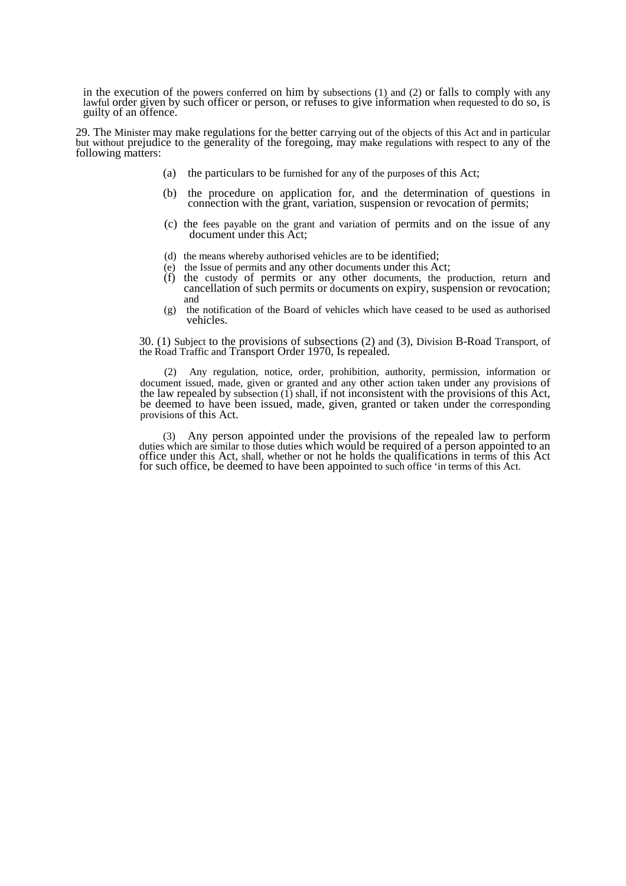in the execution of the powers conferred on him by subsections (1) and (2) or falls to comply with any lawful order given by such officer or person, or refuses to give information when requested to do so, is guilty of an offence.

29. The Minister may make regulations for the better carrying out of the objects of this Act and in particular but without prejudice to the generality of the foregoing, may make regulations with respect to any of the following matters:

(a) the particulars to be furnished for any of the purposes of this Act;

(b) the procedure on application for, and the determination of questions in connection with the grant, variation, suspension or revocation of permits;

(c) the fees payable on the grant and variation of permits and on the issue of any document under this Act;

(d) the means whereby authorised vehicles are to be identified;

(e) the Issue of permits and any other documents under this Act;

(f) the custody of permits or any other documents, the production, return and cancellation of such permits or documents on expiry, suspension or revocation; and

(g) the notification of the Board of vehicles which have ceased to be used as authorised vehicles.

30. (1) Subject to the provisions of subsections (2) and (3), Division B-Road Transport, of the Road Traffic and Transport Order 1970, Is repealed.

(2) Any regulation, notice, order, prohibition, authority, permission, information or document issued, made, given or granted and any other action taken under any provisions of the law repealed by subsection (1) shall, if not inconsistent with the provisions of this Act, be deemed to have been issued, made, given, granted or taken under the corresponding provisions of this Act.

(3) Any person appointed under the provisions of the repealed law to perform duties which are similar to those duties which would be required of a person appointed to an office under this Act, shall, whether or not he holds the qualifications in terms of this Act for such office, be deemed to have been appointed to such office 'in terms of this Act.